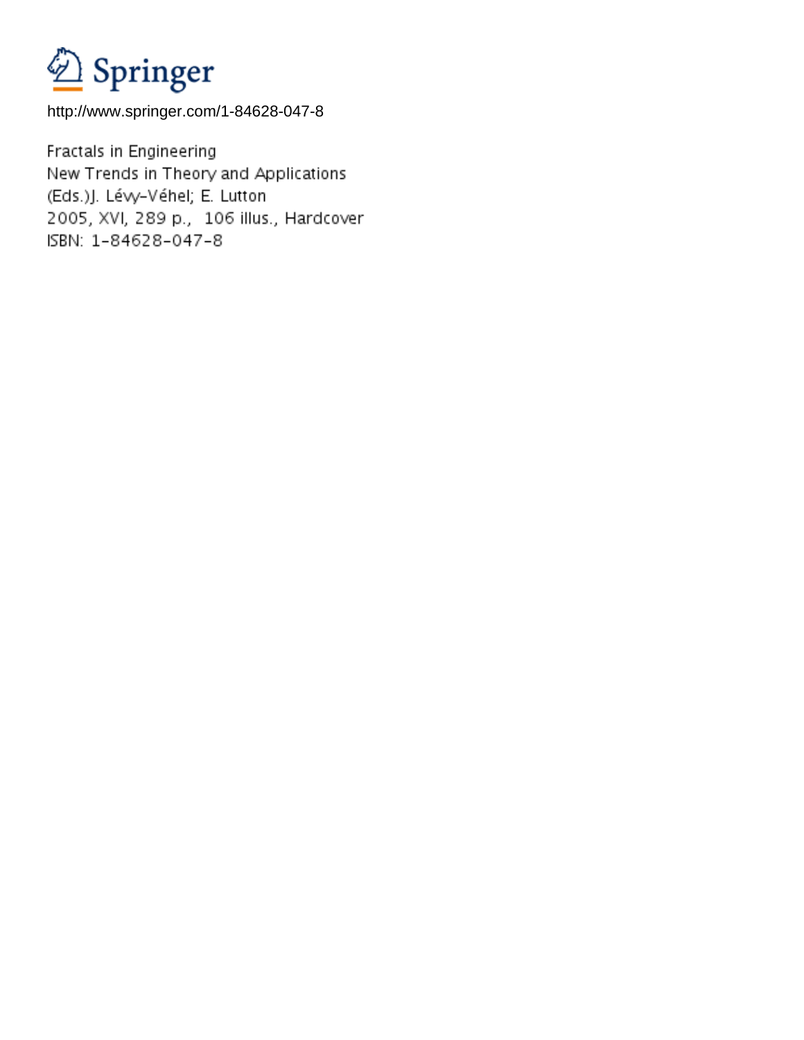Springer

http://www.springer.com/1-84628-047-8

Fractals in Engineering
New Trends in Theory and Applications
(Eds.)J. Lévy-Véhel; E. Lutton
2005, XVI, 289 p., 106 illus., Hardcover
ISBN: 1-84628-047-8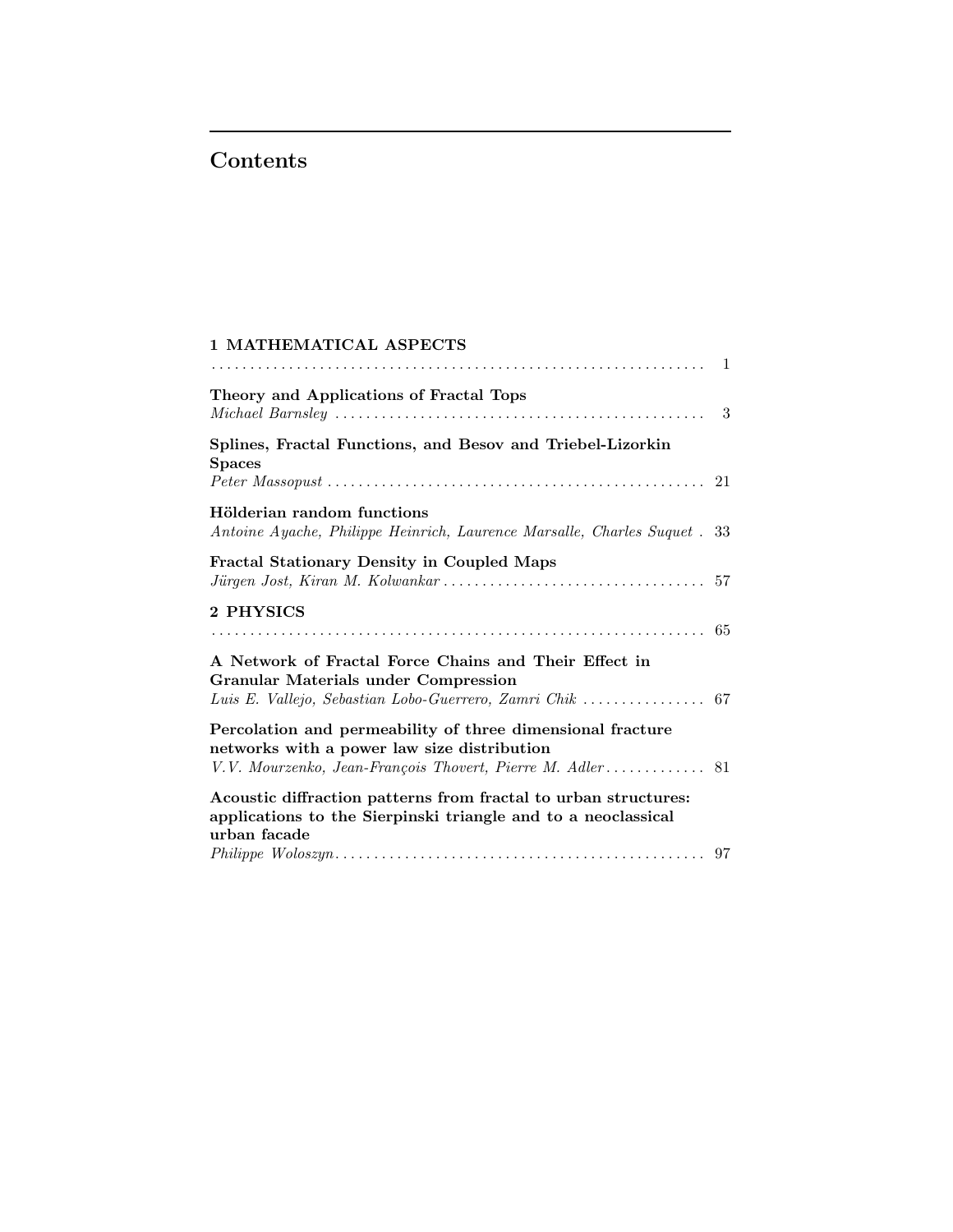# Contents

**1 MATHEMATICAL ASPECTS** .......... 1

**Theory and Applications of Fractal Tops**
*Michael Barnsley* .......... 3

**Splines, Fractal Functions, and Besov and Triebel-Lizorkin Spaces**
*Peter Massopust* .......... 21

**Hölderian random functions**
*Antoine Ayache, Philippe Heinrich, Laurence Marsalle, Charles Suquet* . 33

**Fractal Stationary Density in Coupled Maps**
*Jürgen Jost, Kiran M. Kolwankar* .......... 57

**2 PHYSICS** .......... 65

**A Network of Fractal Force Chains and Their Effect in Granular Materials under Compression**
*Luis E. Vallejo, Sebastian Lobo-Guerrero, Zamri Chik* .......... 67

**Percolation and permeability of three dimensional fracture networks with a power law size distribution**
*V.V. Mourzenko, Jean-François Thovert, Pierre M. Adler* .......... 81

**Acoustic diffraction patterns from fractal to urban structures: applications to the Sierpinski triangle and to a neoclassical urban facade**
*Philippe Woloszyn* .......... 97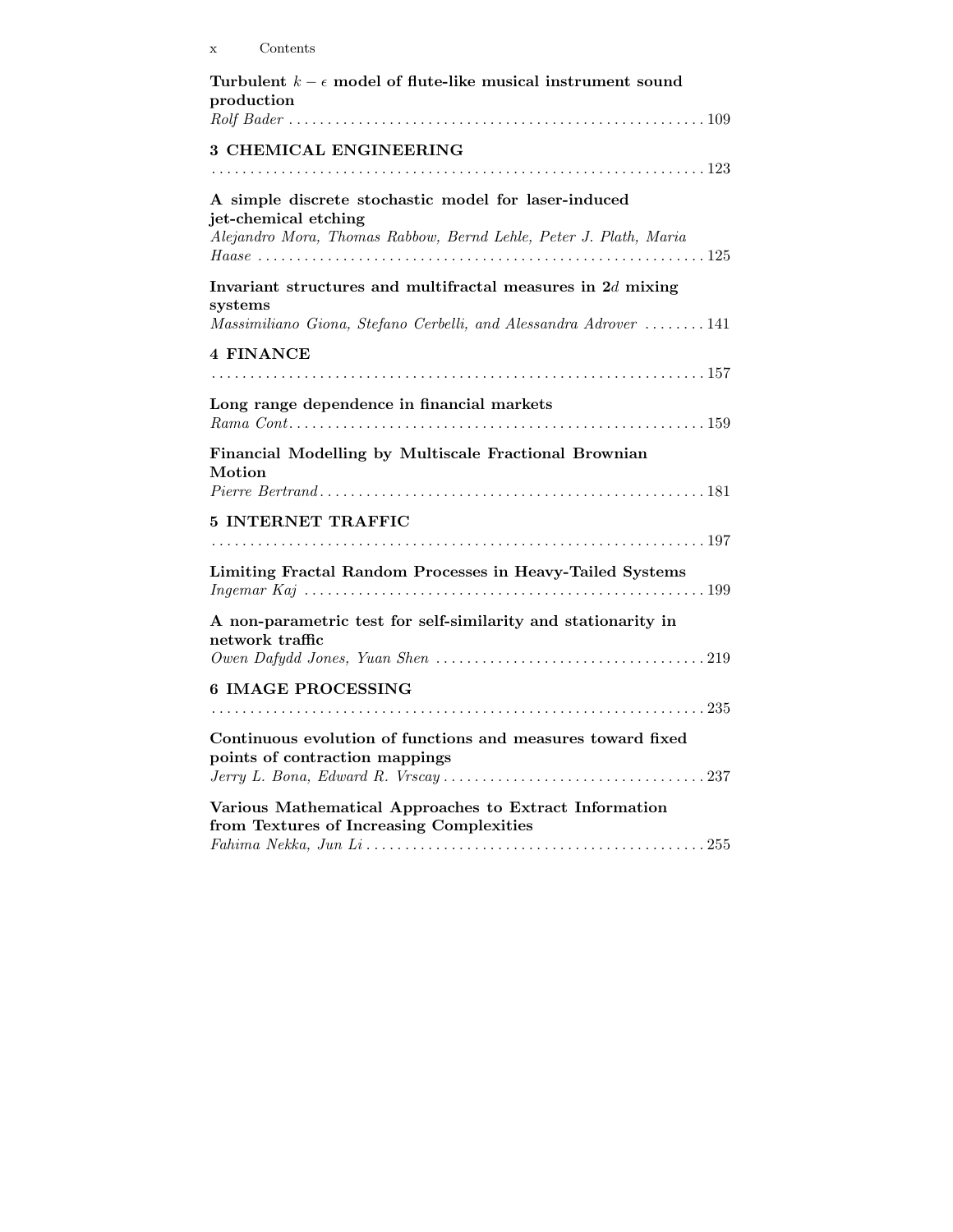**Turbulent $k - \epsilon$ model of flute-like musical instrument sound production**
*Rolf Bader* . . . . . . . . . . 109

## 3 CHEMICAL ENGINEERING

. . . . . . . . . . 123

**A simple discrete stochastic model for laser-induced jet-chemical etching**
*Alejandro Mora, Thomas Rabbow, Bernd Lehle, Peter J. Plath, Maria Haase* . . . . . . . . . . 125

**Invariant structures and multifractal measures in $2d$ mixing systems**
*Massimiliano Giona, Stefano Cerbelli, and Alessandra Adrover* . . . . . . . . . . 141

## 4 FINANCE

. . . . . . . . . . 157

**Long range dependence in financial markets**
*Rama Cont* . . . . . . . . . . 159

**Financial Modelling by Multiscale Fractional Brownian Motion**
*Pierre Bertrand* . . . . . . . . . . 181

## 5 INTERNET TRAFFIC

. . . . . . . . . . 197

**Limiting Fractal Random Processes in Heavy-Tailed Systems**
*Ingemar Kaj* . . . . . . . . . . 199

**A non-parametric test for self-similarity and stationarity in network traffic**
*Owen Dafydd Jones, Yuan Shen* . . . . . . . . . . 219

## 6 IMAGE PROCESSING

. . . . . . . . . . 235

**Continuous evolution of functions and measures toward fixed points of contraction mappings**
*Jerry L. Bona, Edward R. Vrscay* . . . . . . . . . . 237

**Various Mathematical Approaches to Extract Information from Textures of Increasing Complexities**
*Fahima Nekka, Jun Li* . . . . . . . . . . 255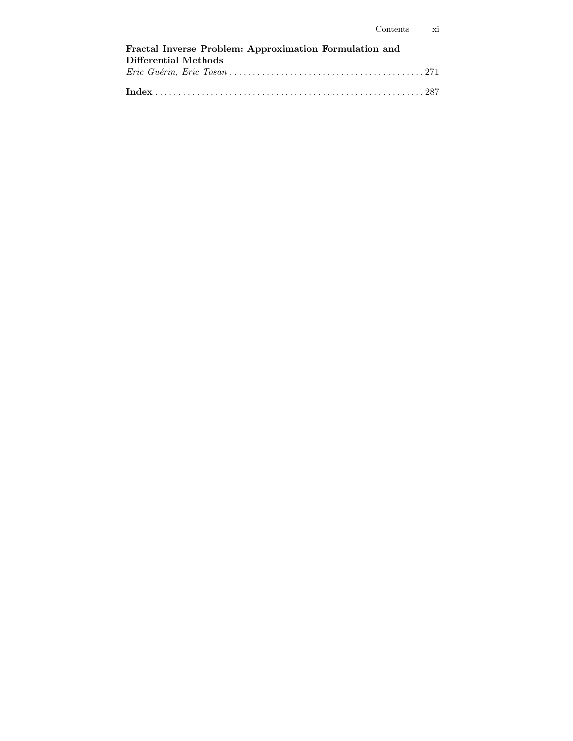**Fractal Inverse Problem: Approximation Formulation and Differential Methods**
*Eric Guérin, Eric Tosan* .......................................... 271

**Index** .......................................... 287